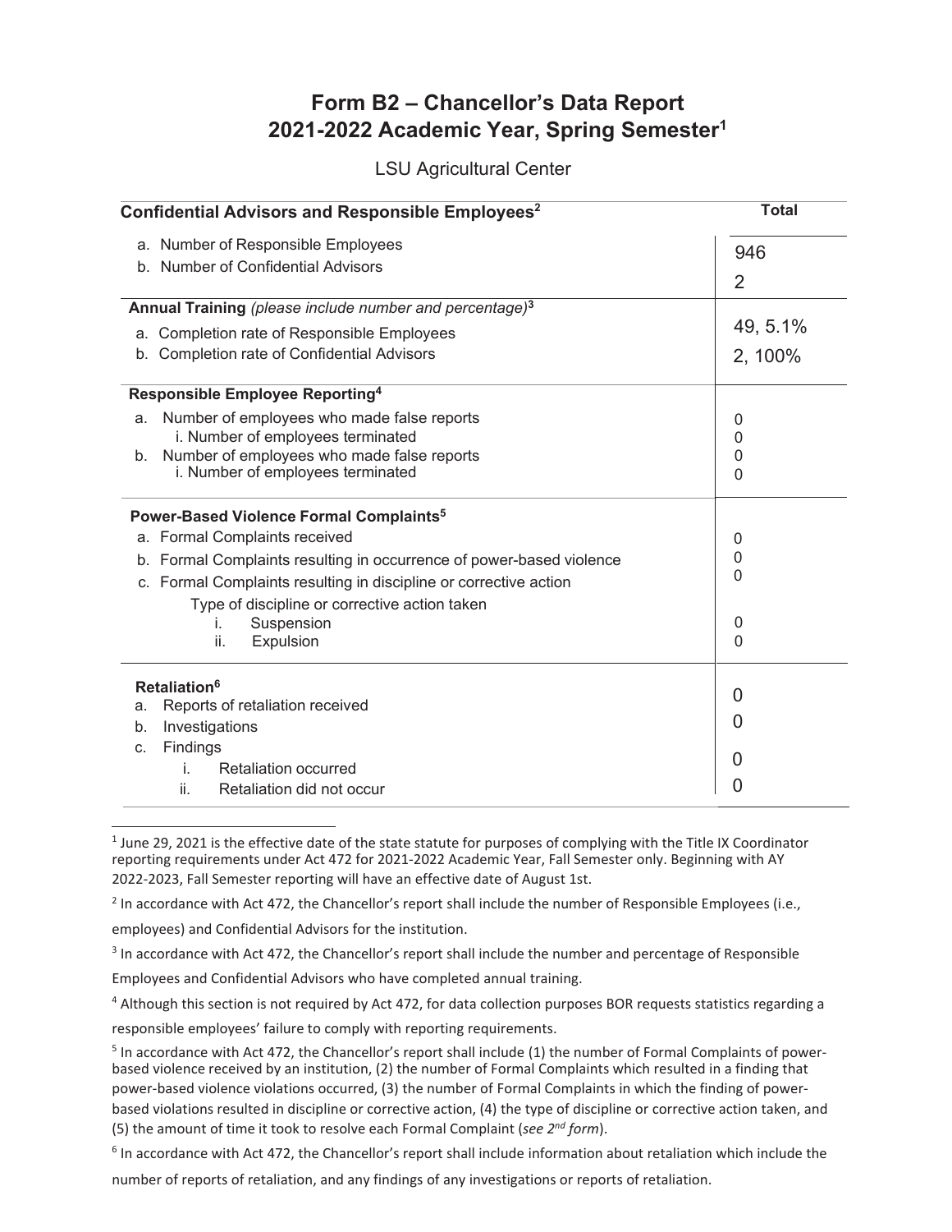# Form B2 – Chancellor's Data Report
# 2021-2022 Academic Year, Spring Semester[1]

LSU Agricultural Center

| Confidential Advisors and Responsible Employees[2] | Total |
|---|---|
| a. Number of Responsible Employees | 946 |
| b. Number of Confidential Advisors | 2 |
| **Annual Training** *(please include number and percentage)*[3] | |
| a. Completion rate of Responsible Employees | 49, 5.1% |
| b. Completion rate of Confidential Advisors | 2, 100% |
| **Responsible Employee Reporting**[4] | |
| a. Number of employees who made false reports | 0 |
| i. Number of employees terminated | 0 |
| b. Number of employees who made false reports | 0 |
| i. Number of employees terminated | 0 |
| **Power-Based Violence Formal Complaints**[5] | |
| a. Formal Complaints received | 0 |
| b. Formal Complaints resulting in occurrence of power-based violence | 0 |
| c. Formal Complaints resulting in discipline or corrective action | 0 |
| Type of discipline or corrective action taken | |
| i. Suspension | 0 |
| ii. Expulsion | 0 |
| **Retaliation**[6] | |
| a. Reports of retaliation received | 0 |
| b. Investigations | 0 |
| c. Findings | |
| i. Retaliation occurred | 0 |
| ii. Retaliation did not occur | 0 |

---

[1] June 29, 2021 is the effective date of the state statute for purposes of complying with the Title IX Coordinator reporting requirements under Act 472 for 2021-2022 Academic Year, Fall Semester only. Beginning with AY 2022-2023, Fall Semester reporting will have an effective date of August 1st.

[2] In accordance with Act 472, the Chancellor's report shall include the number of Responsible Employees (i.e., employees) and Confidential Advisors for the institution.

[3] In accordance with Act 472, the Chancellor's report shall include the number and percentage of Responsible Employees and Confidential Advisors who have completed annual training.

[4] Although this section is not required by Act 472, for data collection purposes BOR requests statistics regarding a responsible employees' failure to comply with reporting requirements.

[5] In accordance with Act 472, the Chancellor's report shall include (1) the number of Formal Complaints of power-based violence received by an institution, (2) the number of Formal Complaints which resulted in a finding that power-based violence violations occurred, (3) the number of Formal Complaints in which the finding of power-based violations resulted in discipline or corrective action, (4) the type of discipline or corrective action taken, and (5) the amount of time it took to resolve each Formal Complaint (*see 2nd form*).

[6] In accordance with Act 472, the Chancellor's report shall include information about retaliation which include the number of reports of retaliation, and any findings of any investigations or reports of retaliation.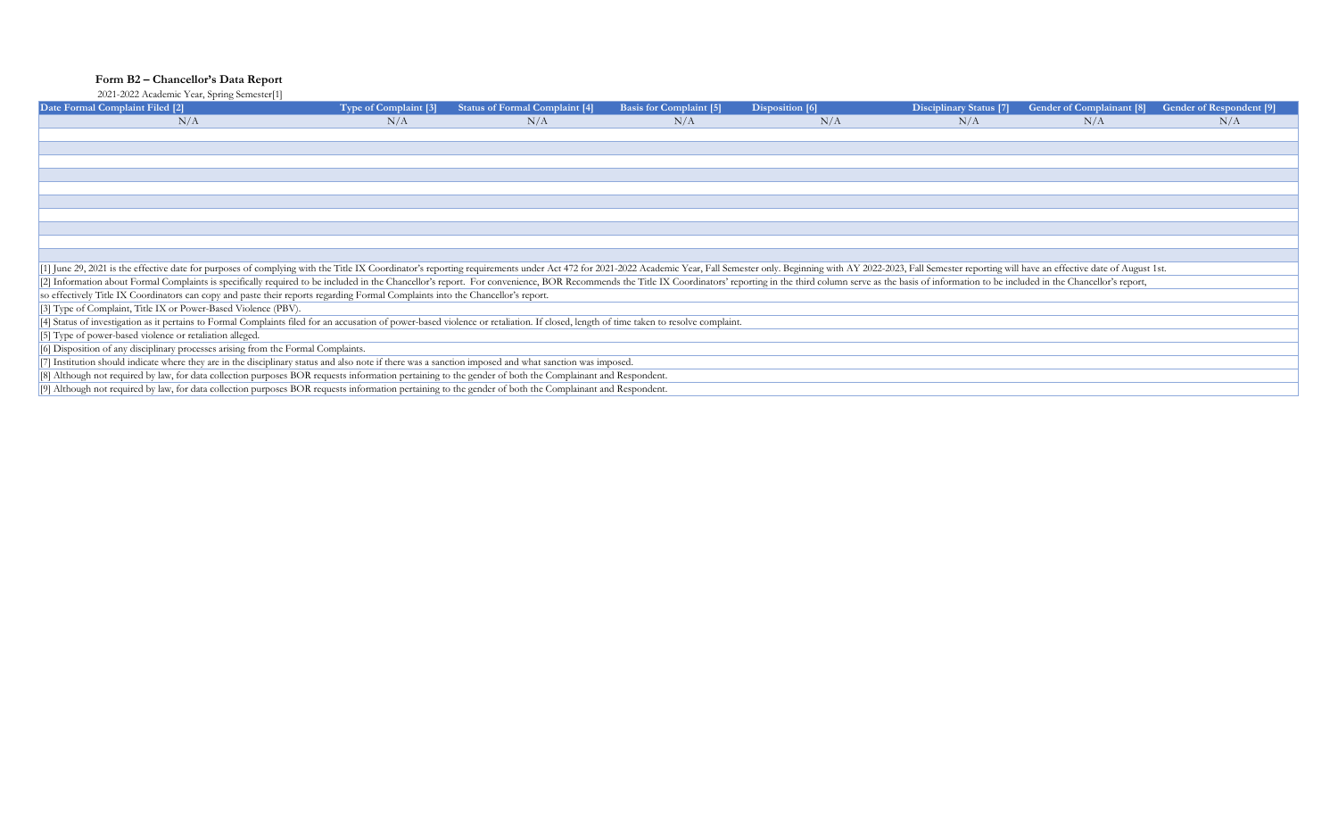**Form B2 – Chancellor's Data Report**

2021-2022 Academic Year, Spring Semester[1]

| Date Formal Complaint Filed [2] | Type of Complaint [3] | Status of Formal Complaint [4] | Basis for Complaint [5] | Disposition [6] | Disciplinary Status [7] | Gender of Complainant [8] | Gender of Respondent [9] |
|---|---|---|---|---|---|---|---|
| N/A | N/A | N/A | N/A | N/A | N/A | N/A | N/A |

[1] June 29, 2021 is the effective date for purposes of complying with the Title IX Coordinator's reporting requirements under Act 472 for 2021-2022 Academic Year, Fall Semester only. Beginning with AY 2022-2023, Fall Semester reporting will have an effective date of August 1st.

[2] Information about Formal Complaints is specifically required to be included in the Chancellor's report. For convenience, BOR Recommends the Title IX Coordinators' reporting in the third column serve as the basis of information to be included in the Chancellor's report, so effectively Title IX Coordinators can copy and paste their reports regarding Formal Complaints into the Chancellor's report.

[3] Type of Complaint, Title IX or Power-Based Violence (PBV).

[4] Status of investigation as it pertains to Formal Complaints filed for an accusation of power-based violence or retaliation. If closed, length of time taken to resolve complaint.

[5] Type of power-based violence or retaliation alleged.

[6] Disposition of any disciplinary processes arising from the Formal Complaints.

[7] Institution should indicate where they are in the disciplinary status and also note if there was a sanction imposed and what sanction was imposed.

[8] Although not required by law, for data collection purposes BOR requests information pertaining to the gender of both the Complainant and Respondent.

[9] Although not required by law, for data collection purposes BOR requests information pertaining to the gender of both the Complainant and Respondent.